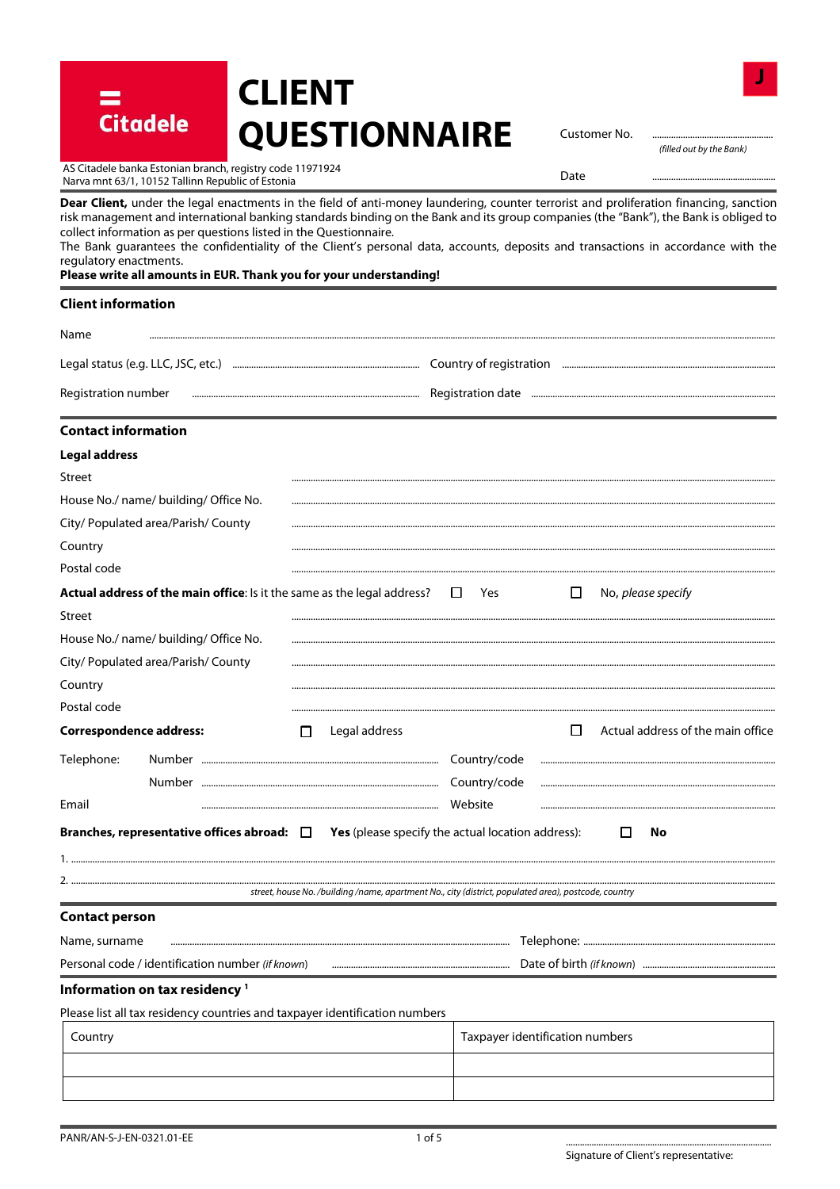# CLIENT QUESTIONNAIRE

Citadele

J

AS Citadele banka Estonian branch, registry code 11971924
Narva mnt 63/1, 10152 Tallinn Republic of Estonia

Customer No. .................................. *(filled out by the Bank)*

Date ..................................

**Dear Client,** under the legal enactments in the field of anti-money laundering, counter terrorist and proliferation financing, sanction risk management and international banking standards binding on the Bank and its group companies (the "Bank"), the Bank is obliged to collect information as per questions listed in the Questionnaire.
The Bank guarantees the confidentiality of the Client's personal data, accounts, deposits and transactions in accordance with the regulatory enactments.
**Please write all amounts in EUR. Thank you for your understanding!**

## Client information

Name ..................................

Legal status (e.g. LLC, JSC, etc.) .................................. Country of registration ..................................

Registration number .................................. Registration date ..................................

## Contact information

### Legal address

Street ..................................

House No./ name/ building/ Office No. ..................................

City/ Populated area/Parish/ County ..................................

Country ..................................

Postal code ..................................

**Actual address of the main office**: Is it the same as the legal address? ☐ Yes ☐ No, *please specify*

Street ..................................

House No./ name/ building/ Office No. ..................................

City/ Populated area/Parish/ County ..................................

Country ..................................

Postal code ..................................

**Correspondence address:** ☐ Legal address ☐ Actual address of the main office

Telephone: Number .................................. Country/code ..................................

Number .................................. Country/code ..................................

Email .................................. Website ..................................

**Branches, representative offices abroad:** ☐ **Yes** (please specify the actual location address): ☐ **No**

1. ..................................

2. ..................................

*street, house No. /building /name, apartment No., city (district, populated area), postcode, country*

## Contact person

Name, surname .................................. Telephone: ..................................

Personal code / identification number *(if known)* .................................. Date of birth *(if known)* ..................................

## Information on tax residency [1]

Please list all tax residency countries and taxpayer identification numbers

| Country | Taxpayer identification numbers |
|---|---|
| | |
| | |

PANR/AN-S-J-EN-0321.01-EE

..................................
Signature of Client's representative: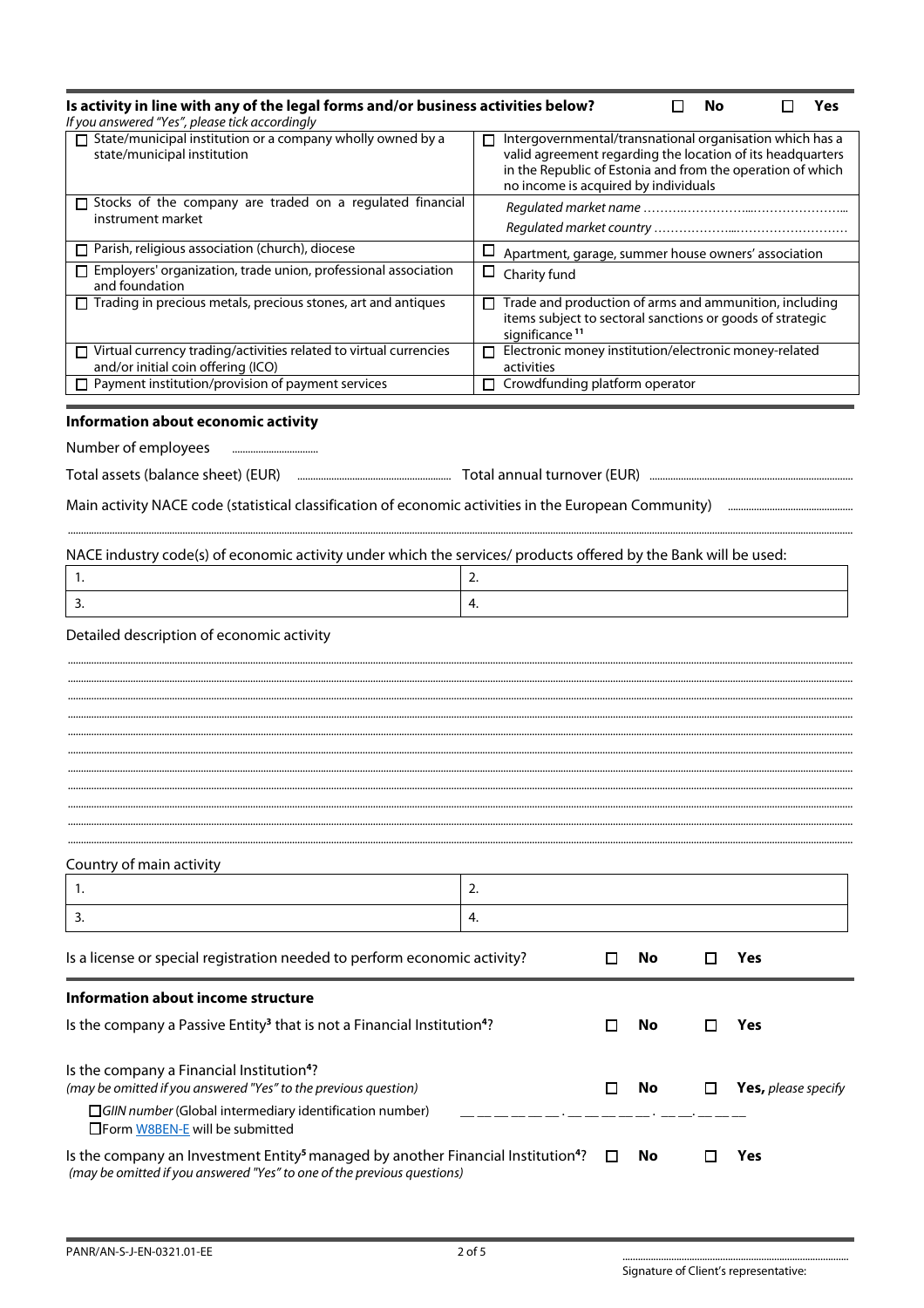**Is activity in line with any of the legal forms and/or business activities below?** ☐ **No** ☐ **Yes**

*If you answered "Yes", please tick accordingly*

| | |
|---|---|
| ☐ State/municipal institution or a company wholly owned by a state/municipal institution | ☐ Intergovernmental/transnational organisation which has a valid agreement regarding the location of its headquarters in the Republic of Estonia and from the operation of which no income is acquired by individuals |
| ☐ Stocks of the company are traded on a regulated financial instrument market | *Regulated market name* ……………………………………… *Regulated market country* ……………………………………… |
| ☐ Parish, religious association (church), diocese | ☐ Apartment, garage, summer house owners' association |
| ☐ Employers' organization, trade union, professional association and foundation | ☐ Charity fund |
| ☐ Trading in precious metals, precious stones, art and antiques | ☐ Trade and production of arms and ammunition, including items subject to sectoral sanctions or goods of strategic significance [11] |
| ☐ Virtual currency trading/activities related to virtual currencies and/or initial coin offering (ICO) | ☐ Electronic money institution/electronic money-related activities |
| ☐ Payment institution/provision of payment services | ☐ Crowdfunding platform operator |

## Information about economic activity

Number of employees ..................................

Total assets (balance sheet) (EUR) .................................... Total annual turnover (EUR) ....................................

Main activity NACE code (statistical classification of economic activities in the European Community) ....................................

..................................................................................................................................................................................................

NACE industry code(s) of economic activity under which the services/ products offered by the Bank will be used:

| | |
|---|---|
| 1. | 2. |
| 3. | 4. |

Detailed description of economic activity

..................................................................................................................................................................................................

..................................................................................................................................................................................................

..................................................................................................................................................................................................

..................................................................................................................................................................................................

..................................................................................................................................................................................................

..................................................................................................................................................................................................

..................................................................................................................................................................................................

..................................................................................................................................................................................................

..................................................................................................................................................................................................

..................................................................................................................................................................................................

Country of main activity

| | |
|---|---|
| 1. | 2. |
| 3. | 4. |

Is a license or special registration needed to perform economic activity? ☐ **No** ☐ **Yes**

## Information about income structure

Is the company a Passive Entity[3] that is not a Financial Institution[4]? ☐ **No** ☐ **Yes**

Is the company a Financial Institution[4]? ☐ **No** ☐ **Yes,** *please specify*

*(may be omitted if you answered "Yes" to the previous question)*

☐ *GIIN number* (Global intermediary identification number) \_\_\_\_\_\_ . \_\_\_\_\_ . \_\_ . \_\_\_

☐ Form W8BEN-E will be submitted

Is the company an Investment Entity[5] managed by another Financial Institution[4]? ☐ **No** ☐ **Yes**

*(may be omitted if you answered "Yes" to one of the previous questions)*

PANR/AN-S-J-EN-0321.01-EE

..................................................................

Signature of Client's representative: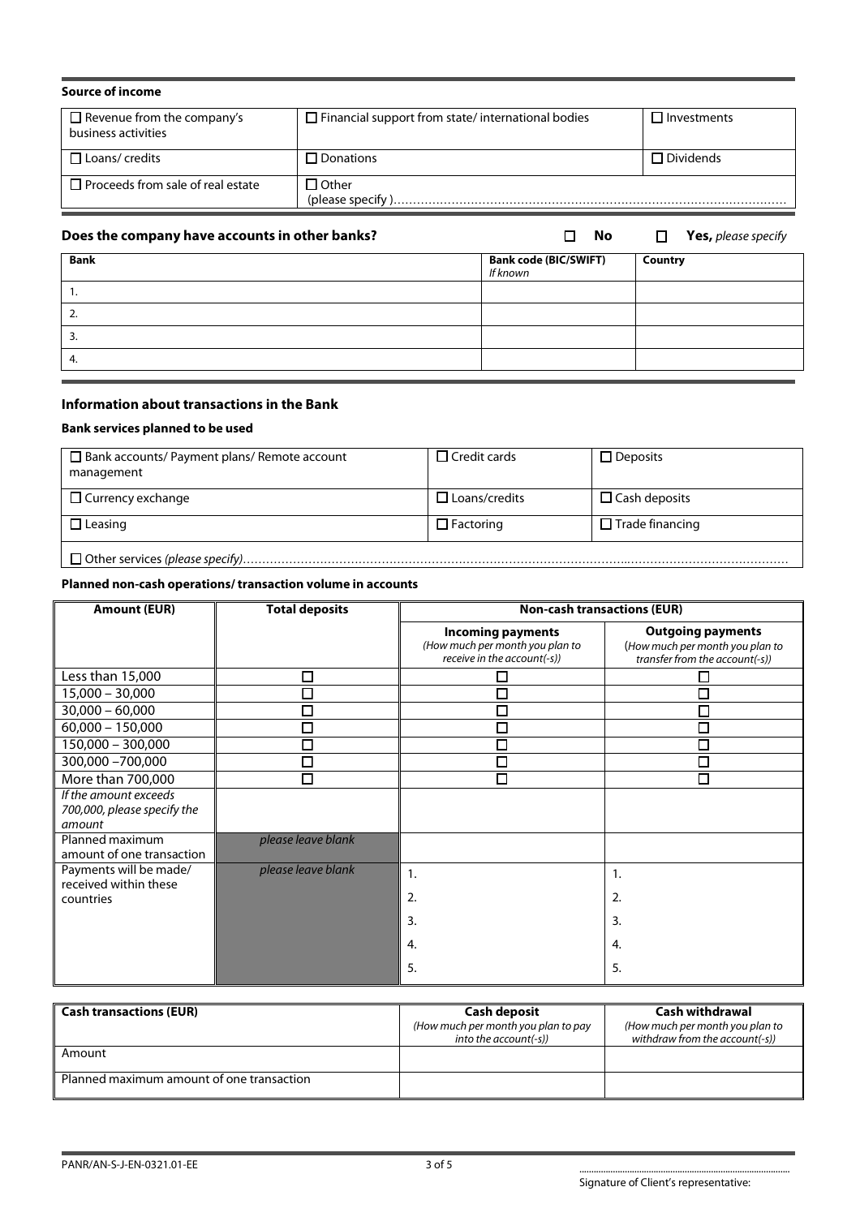**Source of income**

| | | |
|---|---|---|
| ☐ Revenue from the company's business activities | ☐ Financial support from state/ international bodies | ☐ Investments |
| ☐ Loans/ credits | ☐ Donations | ☐ Dividends |
| ☐ Proceeds from sale of real estate | ☐ Other (please specify )………………………………………………………………………………………… | |

**Does the company have accounts in other banks?** ☐ **No** ☐ **Yes,** *please specify*

| **Bank** | **Bank code (BIC/SWIFT)** *If known* | **Country** |
|---|---|---|
| 1. | | |
| 2. | | |
| 3. | | |
| 4. | | |

### Information about transactions in the Bank

**Bank services planned to be used**

| | | |
|---|---|---|
| ☐ Bank accounts/ Payment plans/ Remote account management | ☐ Credit cards | ☐ Deposits |
| ☐ Currency exchange | ☐ Loans/credits | ☐ Cash deposits |
| ☐ Leasing | ☐ Factoring | ☐ Trade financing |
| ☐ Other services *(please specify)*……………………………………………………………………………………………………………………… | | |

**Planned non-cash operations/ transaction volume in accounts**

| **Amount (EUR)** | **Total deposits** | **Non-cash transactions (EUR)** | |
|---|---|---|---|
| | | **Incoming payments** *(How much per month you plan to receive in the account(-s))* | **Outgoing payments** *(How much per month you plan to transfer from the account(-s))* |
| Less than 15,000 | ☐ | ☐ | ☐ |
| 15,000 – 30,000 | ☐ | ☐ | ☐ |
| 30,000 – 60,000 | ☐ | ☐ | ☐ |
| 60,000 – 150,000 | ☐ | ☐ | ☐ |
| 150,000 – 300,000 | ☐ | ☐ | ☐ |
| 300,000 –700,000 | ☐ | ☐ | ☐ |
| More than 700,000 | ☐ | ☐ | ☐ |
| *If the amount exceeds 700,000, please specify the amount* | | | |
| Planned maximum amount of one transaction | *please leave blank* | | |
| Payments will be made/ received within these countries | *please leave blank* | 1.<br>2.<br>3.<br>4.<br>5. | 1.<br>2.<br>3.<br>4.<br>5. |

| **Cash transactions (EUR)** | **Cash deposit** *(How much per month you plan to pay into the account(-s))* | **Cash withdrawal** *(How much per month you plan to withdraw from the account(-s))* |
|---|---|---|
| Amount | | |
| Planned maximum amount of one transaction | | |

PANR/AN-S-J-EN-0321.01-EE

………………………………………………
Signature of Client's representative: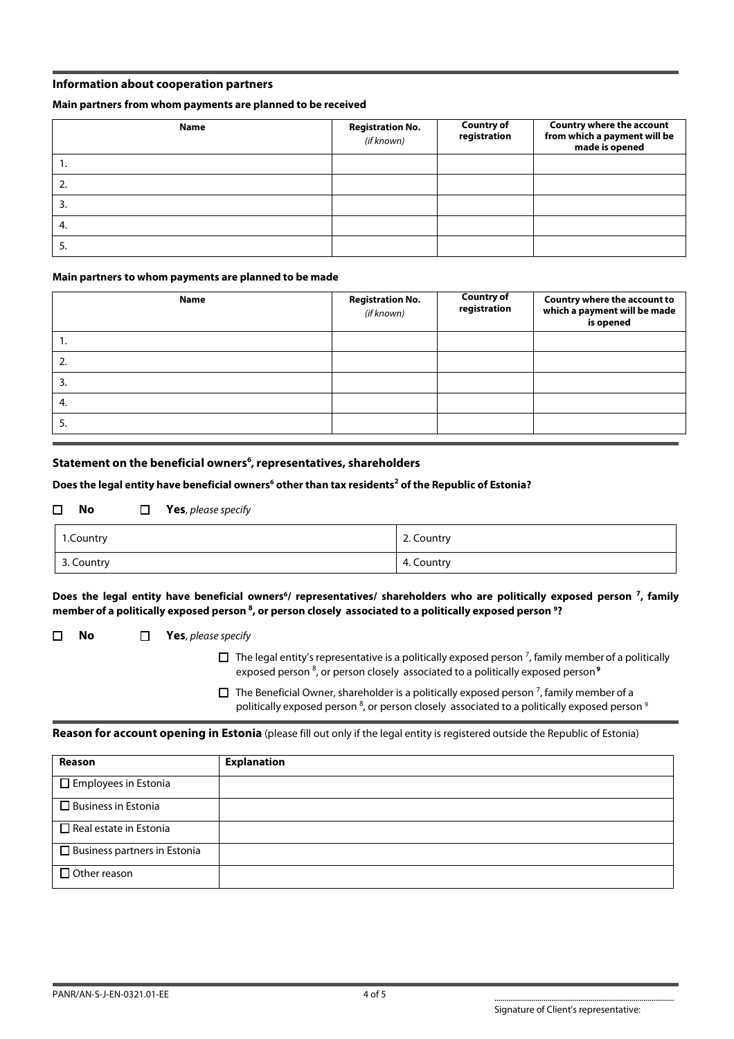## Information about cooperation partners

**Main partners from whom payments are planned to be received**

| Name | Registration No. *(if known)* | Country of registration | Country where the account from which a payment will be made is opened |
|---|---|---|---|
| 1. | | | |
| 2. | | | |
| 3. | | | |
| 4. | | | |
| 5. | | | |

**Main partners to whom payments are planned to be made**

| Name | Registration No. *(if known)* | Country of registration | Country where the account to which a payment will be made is opened |
|---|---|---|---|
| 1. | | | |
| 2. | | | |
| 3. | | | |
| 4. | | | |
| 5. | | | |

## Statement on the beneficial owners[6], representatives, shareholders

**Does the legal entity have beneficial owners[6] other than tax residents[2] of the Republic of Estonia?**

☐ **No** ☐ **Yes**, *please specify*

| 1.Country | 2. Country |
|---|---|
| 3. Country | 4. Country |

**Does the legal entity have beneficial owners[6]/ representatives/ shareholders who are politically exposed person [7], family member of a politically exposed person [8], or person closely associated to a politically exposed person [9]?**

☐ **No** ☐ **Yes**, *please specify*

☐ The legal entity's representative is a politically exposed person [7], family member of a politically exposed person [8], or person closely associated to a politically exposed person [9]

☐ The Beneficial Owner, shareholder is a politically exposed person [7], family member of a politically exposed person [8], or person closely associated to a politically exposed person [9]

**Reason for account opening in Estonia** (please fill out only if the legal entity is registered outside the Republic of Estonia)

| Reason | Explanation |
|---|---|
| ☐ Employees in Estonia | |
| ☐ Business in Estonia | |
| ☐ Real estate in Estonia | |
| ☐ Business partners in Estonia | |
| ☐ Other reason | |

PANR/AN-S-J-EN-0321.01-EE

..............................................................................
Signature of Client's representative: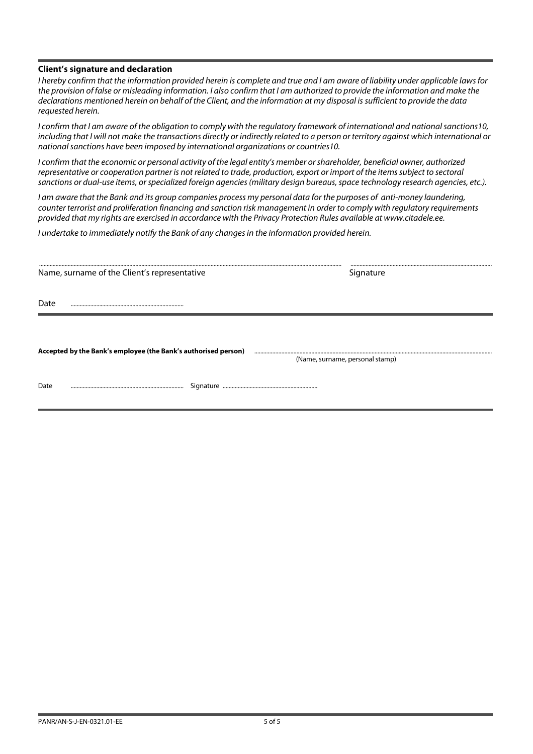**Client's signature and declaration**

*I hereby confirm that the information provided herein is complete and true and I am aware of liability under applicable laws for the provision of false or misleading information. I also confirm that I am authorized to provide the information and make the declarations mentioned herein on behalf of the Client, and the information at my disposal is sufficient to provide the data requested herein.*

*I confirm that I am aware of the obligation to comply with the regulatory framework of international and national sanctions[10], including that I will not make the transactions directly or indirectly related to a person or territory against which international or national sanctions have been imposed by international organizations or countries[10].*

*I confirm that the economic or personal activity of the legal entity's member or shareholder, beneficial owner, authorized representative or cooperation partner is not related to trade, production, export or import of the items subject to sectoral sanctions or dual-use items, or specialized foreign agencies (military design bureaus, space technology research agencies, etc.).*

*I am aware that the Bank and its group companies process my personal data for the purposes of anti-money laundering, counter terrorist and proliferation financing and sanction risk management in order to comply with regulatory requirements provided that my rights are exercised in accordance with the Privacy Protection Rules available at www.citadele.ee.*

*I undertake to immediately notify the Bank of any changes in the information provided herein.*

.................................................................................... ....................................................

Name, surname of the Client's representative                                        Signature

Date ..........................................................

**Accepted by the Bank's employee (the Bank's authorised person)** ....................................................................................

(Name, surname, personal stamp)

Date .......................................................... Signature ..........................................................

PANR/AN-S-J-EN-0321.01-EE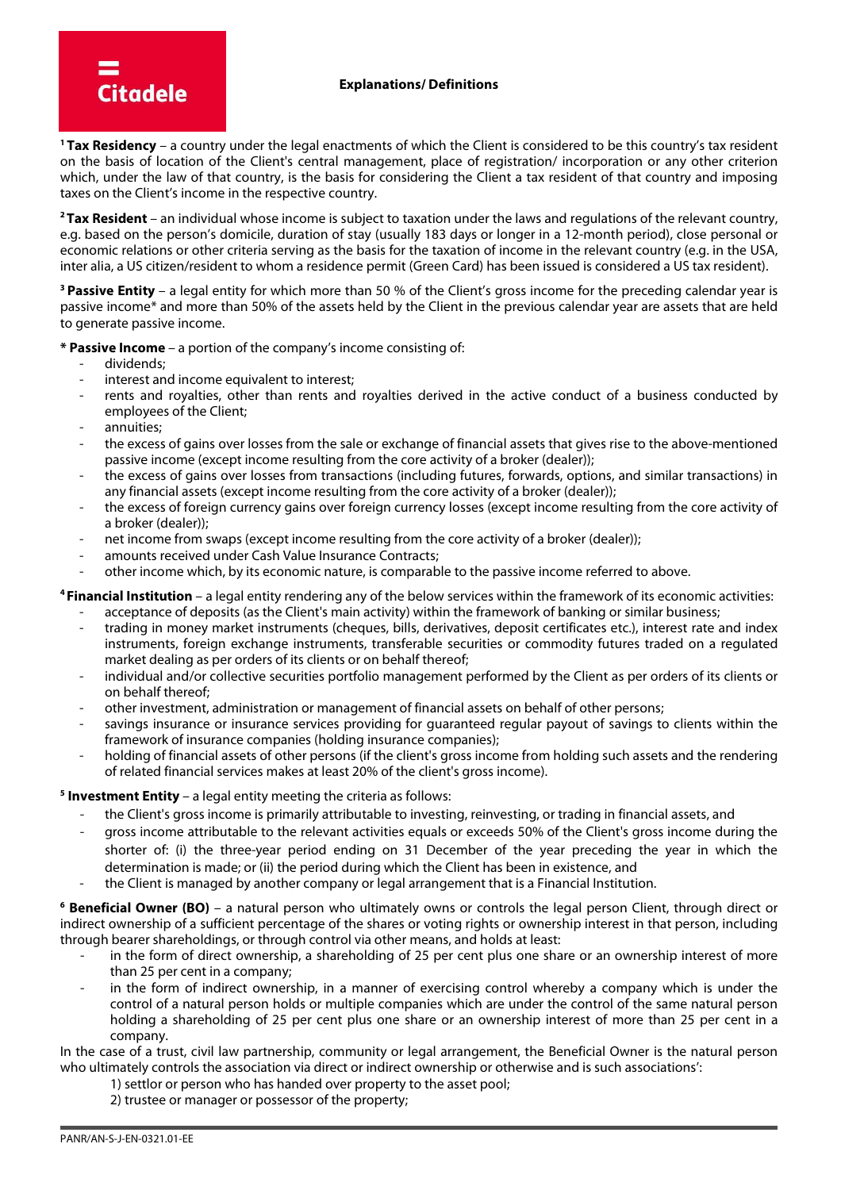Citadele

**Explanations/ Definitions**

[1] **Tax Residency** – a country under the legal enactments of which the Client is considered to be this country's tax resident on the basis of location of the Client's central management, place of registration/ incorporation or any other criterion which, under the law of that country, is the basis for considering the Client a tax resident of that country and imposing taxes on the Client's income in the respective country.

[2] **Tax Resident** – an individual whose income is subject to taxation under the laws and regulations of the relevant country, e.g. based on the person's domicile, duration of stay (usually 183 days or longer in a 12-month period), close personal or economic relations or other criteria serving as the basis for the taxation of income in the relevant country (e.g. in the USA, inter alia, a US citizen/resident to whom a residence permit (Green Card) has been issued is considered a US tax resident).

[3] **Passive Entity** – a legal entity for which more than 50 % of the Client's gross income for the preceding calendar year is passive income* and more than 50% of the assets held by the Client in the previous calendar year are assets that are held to generate passive income.

\* **Passive Income** – a portion of the company's income consisting of:

- dividends;
- interest and income equivalent to interest;
- rents and royalties, other than rents and royalties derived in the active conduct of a business conducted by employees of the Client;
- annuities;
- the excess of gains over losses from the sale or exchange of financial assets that gives rise to the above-mentioned passive income (except income resulting from the core activity of a broker (dealer));
- the excess of gains over losses from transactions (including futures, forwards, options, and similar transactions) in any financial assets (except income resulting from the core activity of a broker (dealer));
- the excess of foreign currency gains over foreign currency losses (except income resulting from the core activity of a broker (dealer));
- net income from swaps (except income resulting from the core activity of a broker (dealer));
- amounts received under Cash Value Insurance Contracts;
- other income which, by its economic nature, is comparable to the passive income referred to above.

[4] **Financial Institution** – a legal entity rendering any of the below services within the framework of its economic activities:

- acceptance of deposits (as the Client's main activity) within the framework of banking or similar business;
- trading in money market instruments (cheques, bills, derivatives, deposit certificates etc.), interest rate and index instruments, foreign exchange instruments, transferable securities or commodity futures traded on a regulated market dealing as per orders of its clients or on behalf thereof;
- individual and/or collective securities portfolio management performed by the Client as per orders of its clients or on behalf thereof;
- other investment, administration or management of financial assets on behalf of other persons;
- savings insurance or insurance services providing for guaranteed regular payout of savings to clients within the framework of insurance companies (holding insurance companies);
- holding of financial assets of other persons (if the client's gross income from holding such assets and the rendering of related financial services makes at least 20% of the client's gross income).

[5] **Investment Entity** – a legal entity meeting the criteria as follows:

- the Client's gross income is primarily attributable to investing, reinvesting, or trading in financial assets, and
- gross income attributable to the relevant activities equals or exceeds 50% of the Client's gross income during the shorter of: (i) the three-year period ending on 31 December of the year preceding the year in which the determination is made; or (ii) the period during which the Client has been in existence, and
- the Client is managed by another company or legal arrangement that is a Financial Institution.

[6] **Beneficial Owner (BO)** – a natural person who ultimately owns or controls the legal person Client, through direct or indirect ownership of a sufficient percentage of the shares or voting rights or ownership interest in that person, including through bearer shareholdings, or through control via other means, and holds at least:

- in the form of direct ownership, a shareholding of 25 per cent plus one share or an ownership interest of more than 25 per cent in a company;
- in the form of indirect ownership, in a manner of exercising control whereby a company which is under the control of a natural person holds or multiple companies which are under the control of the same natural person holding a shareholding of 25 per cent plus one share or an ownership interest of more than 25 per cent in a company.

In the case of a trust, civil law partnership, community or legal arrangement, the Beneficial Owner is the natural person who ultimately controls the association via direct or indirect ownership or otherwise and is such associations':

1) settlor or person who has handed over property to the asset pool;
2) trustee or manager or possessor of the property;

PANR/AN-S-J-EN-0321.01-EE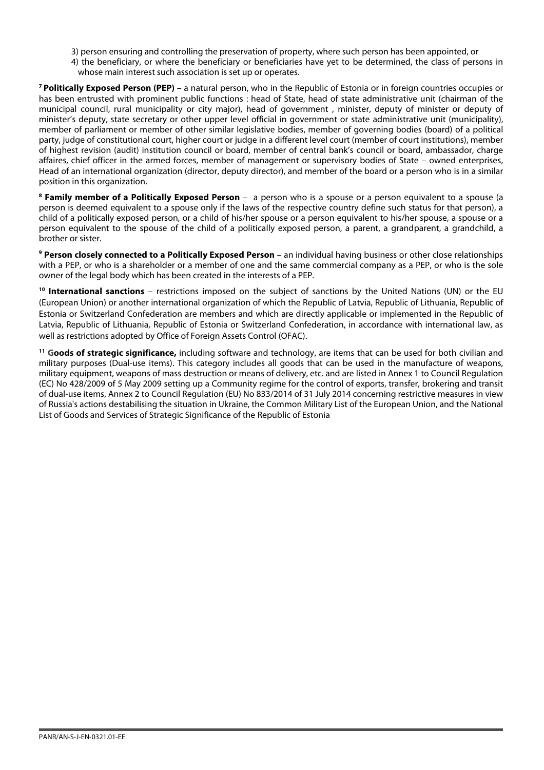3) person ensuring and controlling the preservation of property, where such person has been appointed, or
4) the beneficiary, or where the beneficiary or beneficiaries have yet to be determined, the class of persons in whose main interest such association is set up or operates.

[7] **Politically Exposed Person (PEP)** – a natural person, who in the Republic of Estonia or in foreign countries occupies or has been entrusted with prominent public functions : head of State, head of state administrative unit (chairman of the municipal council, rural municipality or city major), head of government , minister, deputy of minister or deputy of minister's deputy, state secretary or other upper level official in government or state administrative unit (municipality), member of parliament or member of other similar legislative bodies, member of governing bodies (board) of a political party, judge of constitutional court, higher court or judge in a different level court (member of court institutions), member of highest revision (audit) institution council or board, member of central bank's council or board, ambassador, charge affaires, chief officer in the armed forces, member of management or supervisory bodies of State – owned enterprises, Head of an international organization (director, deputy director), and member of the board or a person who is in a similar position in this organization.

[8] **Family member of a Politically Exposed Person** – a person who is a spouse or a person equivalent to a spouse (a person is deemed equivalent to a spouse only if the laws of the respective country define such status for that person), a child of a politically exposed person, or a child of his/her spouse or a person equivalent to his/her spouse, a spouse or a person equivalent to the spouse of the child of a politically exposed person, a parent, a grandparent, a grandchild, a brother or sister.

[9] **Person closely connected to a Politically Exposed Person** – an individual having business or other close relationships with a PEP, or who is a shareholder or a member of one and the same commercial company as a PEP, or who is the sole owner of the legal body which has been created in the interests of a PEP.

[10] **International sanctions** – restrictions imposed on the subject of sanctions by the United Nations (UN) or the EU (European Union) or another international organization of which the Republic of Latvia, Republic of Lithuania, Republic of Estonia or Switzerland Confederation are members and which are directly applicable or implemented in the Republic of Latvia, Republic of Lithuania, Republic of Estonia or Switzerland Confederation, in accordance with international law, as well as restrictions adopted by Office of Foreign Assets Control (OFAC).

[11] **Goods of strategic significance,** including software and technology, are items that can be used for both civilian and military purposes (Dual-use items). This category includes all goods that can be used in the manufacture of weapons, military equipment, weapons of mass destruction or means of delivery, etc. and are listed in Annex 1 to Council Regulation (EC) No 428/2009 of 5 May 2009 setting up a Community regime for the control of exports, transfer, brokering and transit of dual-use items, Annex 2 to Council Regulation (EU) No 833/2014 of 31 July 2014 concerning restrictive measures in view of Russia's actions destabilising the situation in Ukraine, the Common Military List of the European Union, and the National List of Goods and Services of Strategic Significance of the Republic of Estonia

PANR/AN-S-J-EN-0321.01-EE